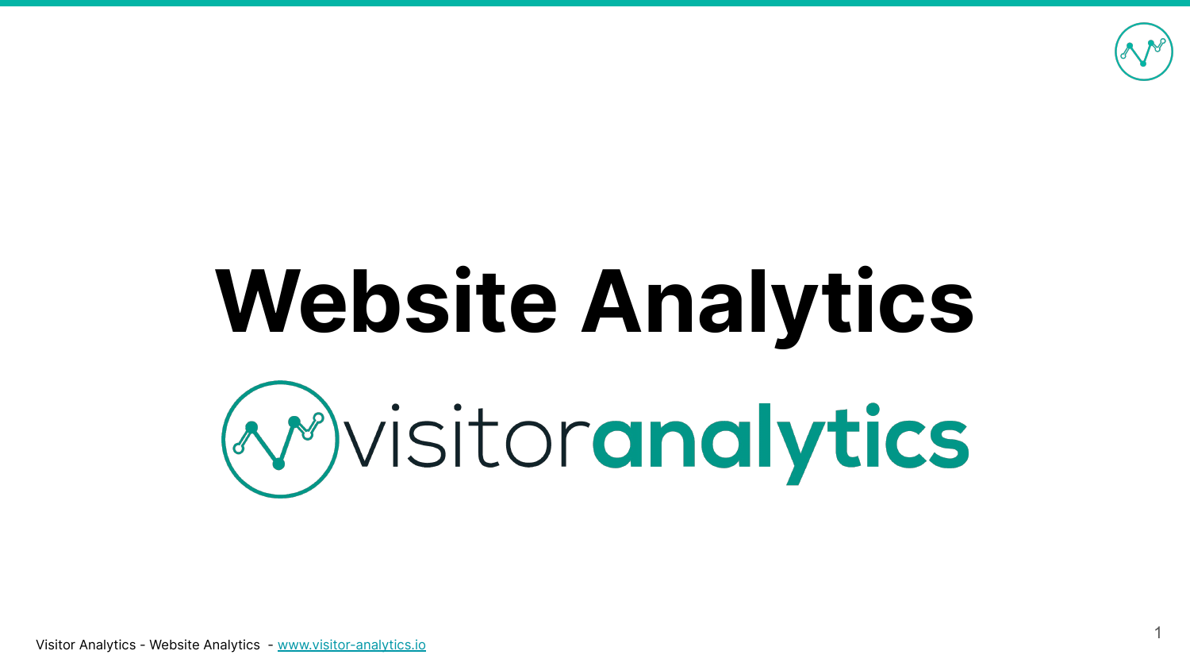# Website Analytics

visitoranalytics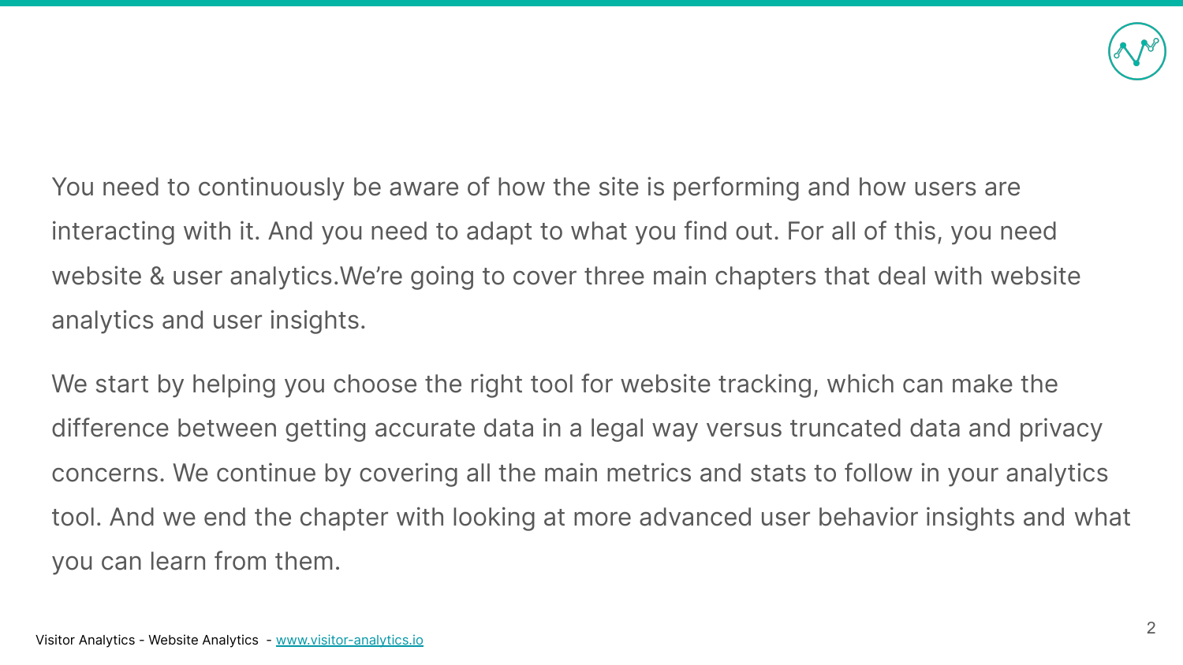You need to continuously be aware of how the site is performing and how users are interacting with it. And you need to adapt to what you find out. For all of this, you need website & user analytics.We're going to cover three main chapters that deal with website analytics and user insights.

We start by helping you choose the right tool for website tracking, which can make the difference between getting accurate data in a legal way versus truncated data and privacy concerns. We continue by covering all the main metrics and stats to follow in your analytics tool. And we end the chapter with looking at more advanced user behavior insights and what you can learn from them.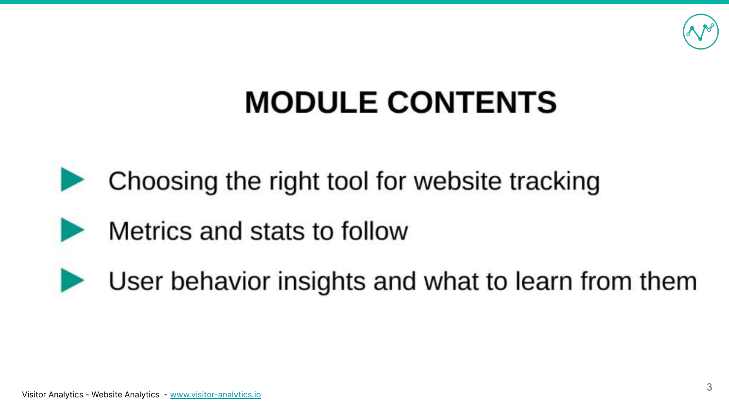# MODULE CONTENTS

- Choosing the right tool for website tracking
- Metrics and stats to follow
- User behavior insights and what to learn from them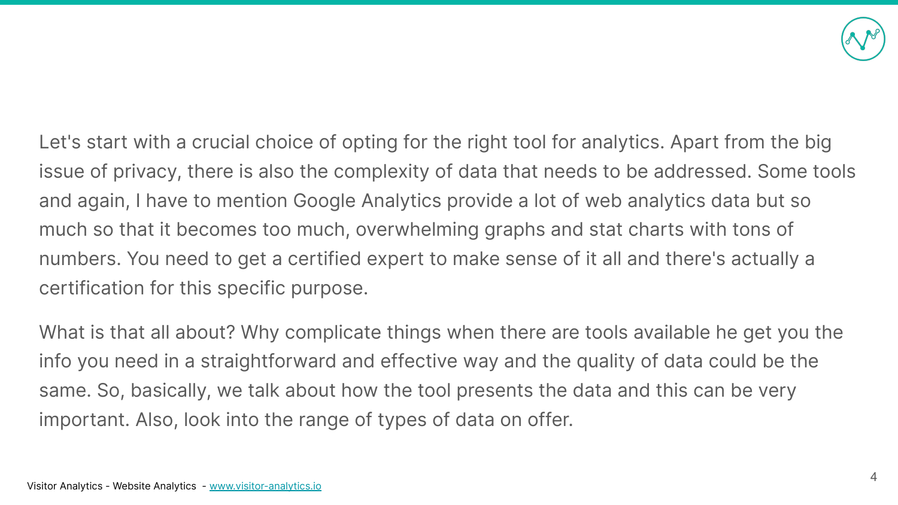Let's start with a crucial choice of opting for the right tool for analytics. Apart from the big issue of privacy, there is also the complexity of data that needs to be addressed. Some tools and again, I have to mention Google Analytics provide a lot of web analytics data but so much so that it becomes too much, overwhelming graphs and stat charts with tons of numbers. You need to get a certified expert to make sense of it all and there's actually a certification for this specific purpose.

What is that all about? Why complicate things when there are tools available he get you the info you need in a straightforward and effective way and the quality of data could be the same. So, basically, we talk about how the tool presents the data and this can be very important. Also, look into the range of types of data on offer.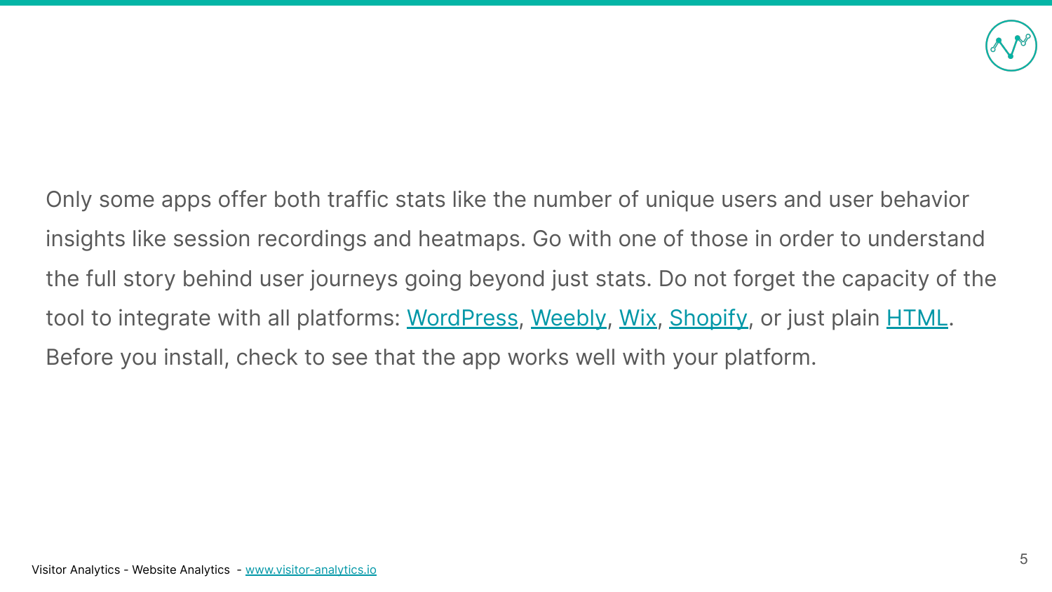Only some apps offer both traffic stats like the number of unique users and user behavior insights like session recordings and heatmaps. Go with one of those in order to understand the full story behind user journeys going beyond just stats. Do not forget the capacity of the tool to integrate with all platforms: WordPress, Weebly, Wix, Shopify, or just plain HTML. Before you install, check to see that the app works well with your platform.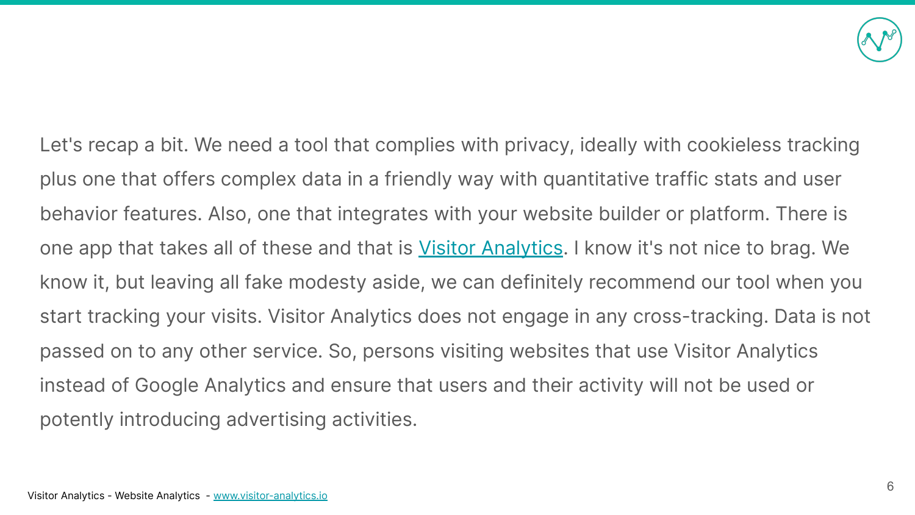Let's recap a bit. We need a tool that complies with privacy, ideally with cookieless tracking plus one that offers complex data in a friendly way with quantitative traffic stats and user behavior features. Also, one that integrates with your website builder or platform. There is one app that takes all of these and that is [Visitor Analytics](https://www.visitor-analytics.io). I know it's not nice to brag. We know it, but leaving all fake modesty aside, we can definitely recommend our tool when you start tracking your visits. Visitor Analytics does not engage in any cross-tracking. Data is not passed on to any other service. So, persons visiting websites that use Visitor Analytics instead of Google Analytics and ensure that users and their activity will not be used or potently introducing advertising activities.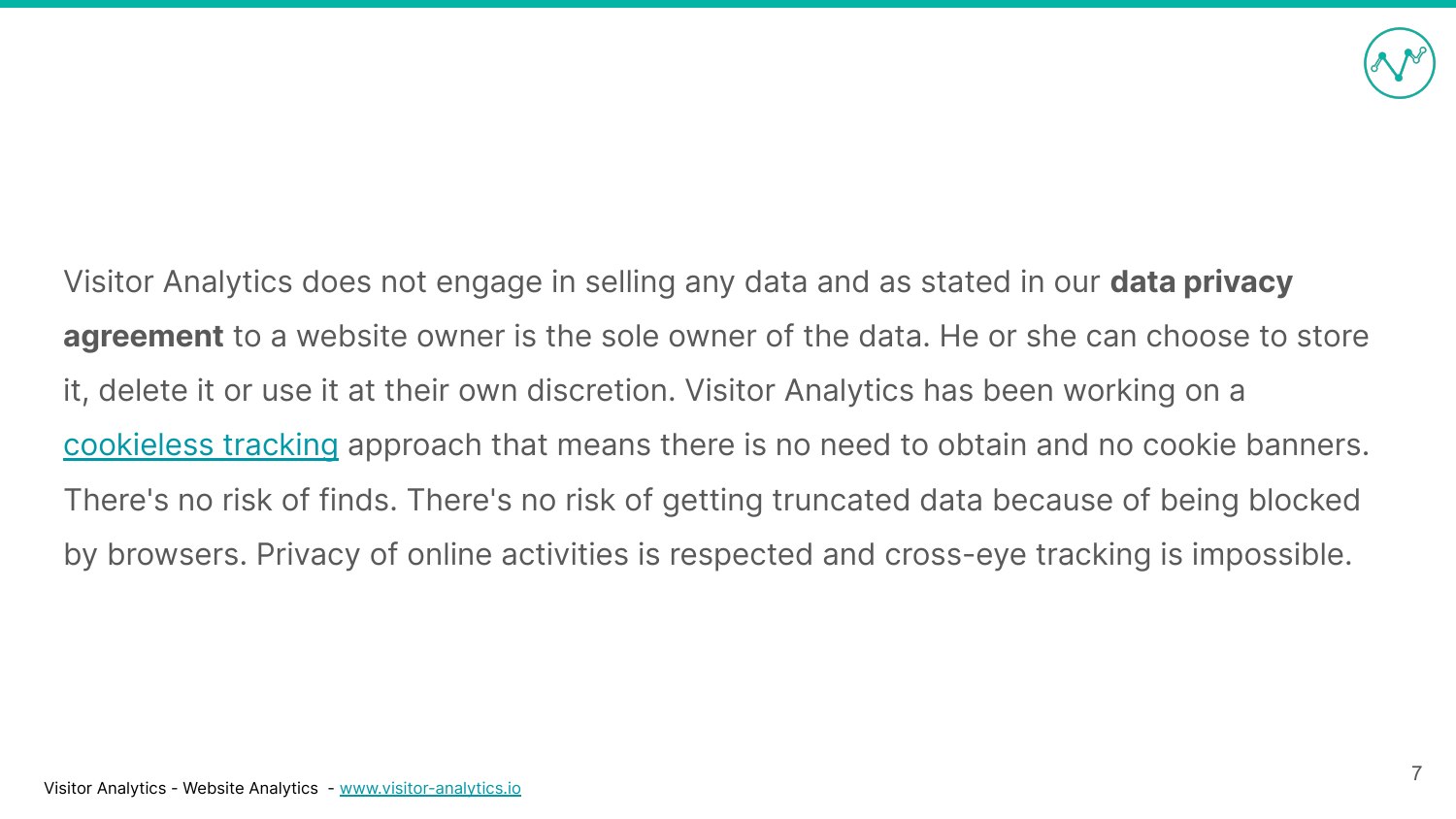Visitor Analytics does not engage in selling any data and as stated in our **data privacy agreement** to a website owner is the sole owner of the data. He or she can choose to store it, delete it or use it at their own discretion. Visitor Analytics has been working on a cookieless tracking approach that means there is no need to obtain and no cookie banners. There's no risk of finds. There's no risk of getting truncated data because of being blocked by browsers. Privacy of online activities is respected and cross-eye tracking is impossible.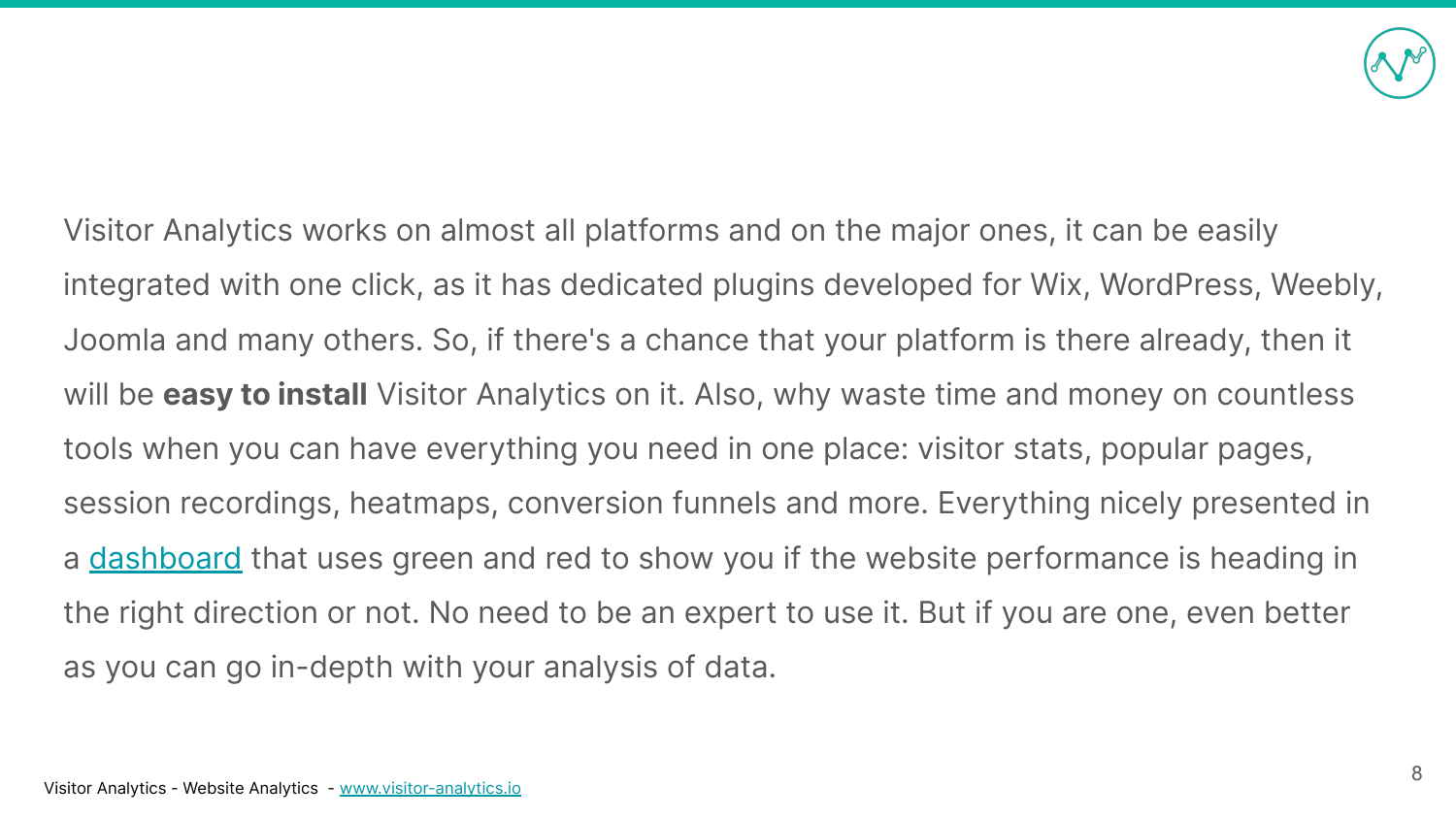Visitor Analytics works on almost all platforms and on the major ones, it can be easily integrated with one click, as it has dedicated plugins developed for Wix, WordPress, Weebly, Joomla and many others. So, if there's a chance that your platform is there already, then it will be **easy to install** Visitor Analytics on it. Also, why waste time and money on countless tools when you can have everything you need in one place: visitor stats, popular pages, session recordings, heatmaps, conversion funnels and more. Everything nicely presented in a dashboard that uses green and red to show you if the website performance is heading in the right direction or not. No need to be an expert to use it. But if you are one, even better as you can go in-depth with your analysis of data.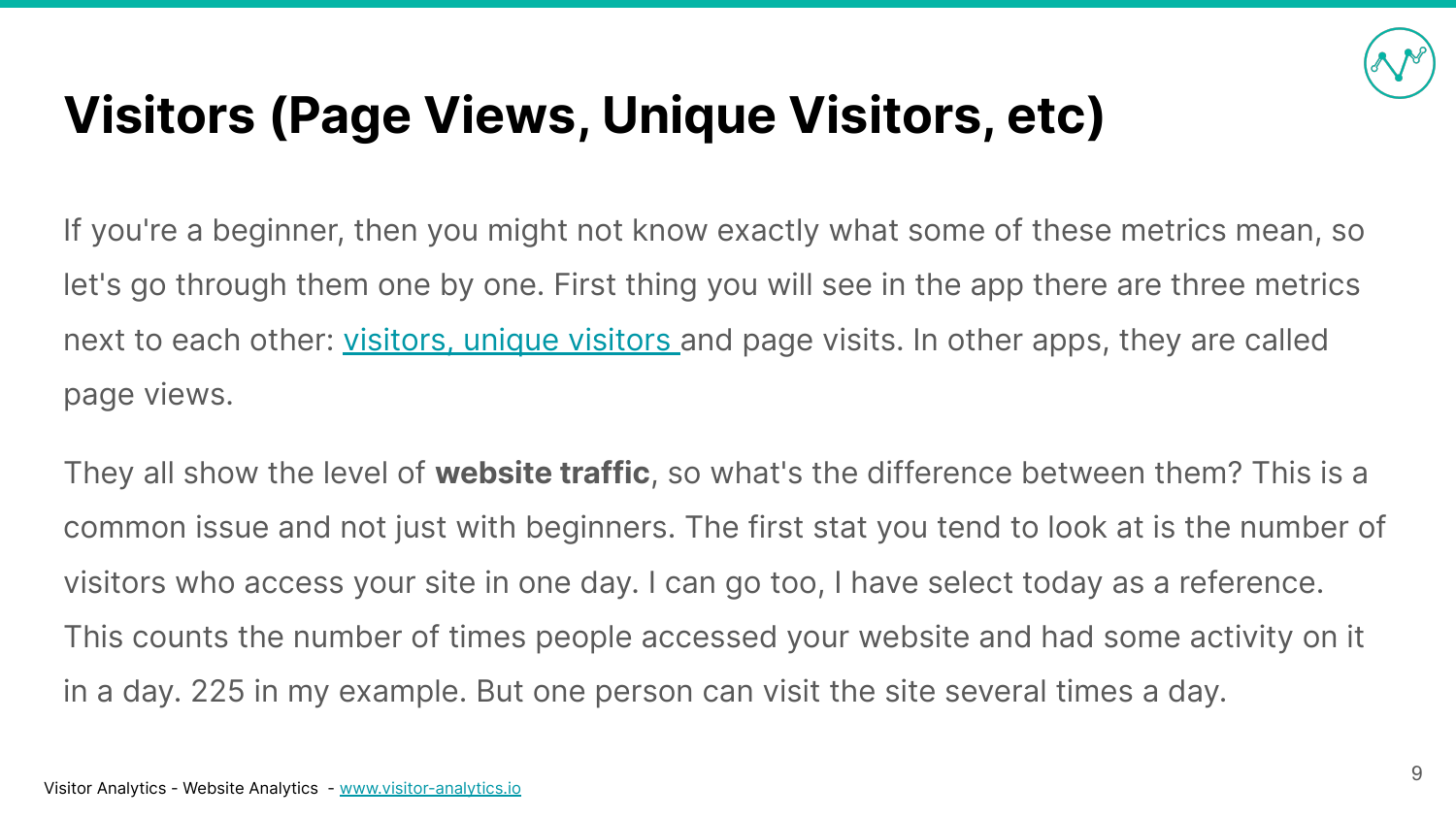# Visitors (Page Views, Unique Visitors, etc)

If you're a beginner, then you might not know exactly what some of these metrics mean, so let's go through them one by one. First thing you will see in the app there are three metrics next to each other: [visitors, unique visitors ]and page visits. In other apps, they are called page views.

They all show the level of **website traffic**, so what's the difference between them? This is a common issue and not just with beginners. The first stat you tend to look at is the number of visitors who access your site in one day. I can go too, I have select today as a reference. This counts the number of times people accessed your website and had some activity on it in a day. 225 in my example. But one person can visit the site several times a day.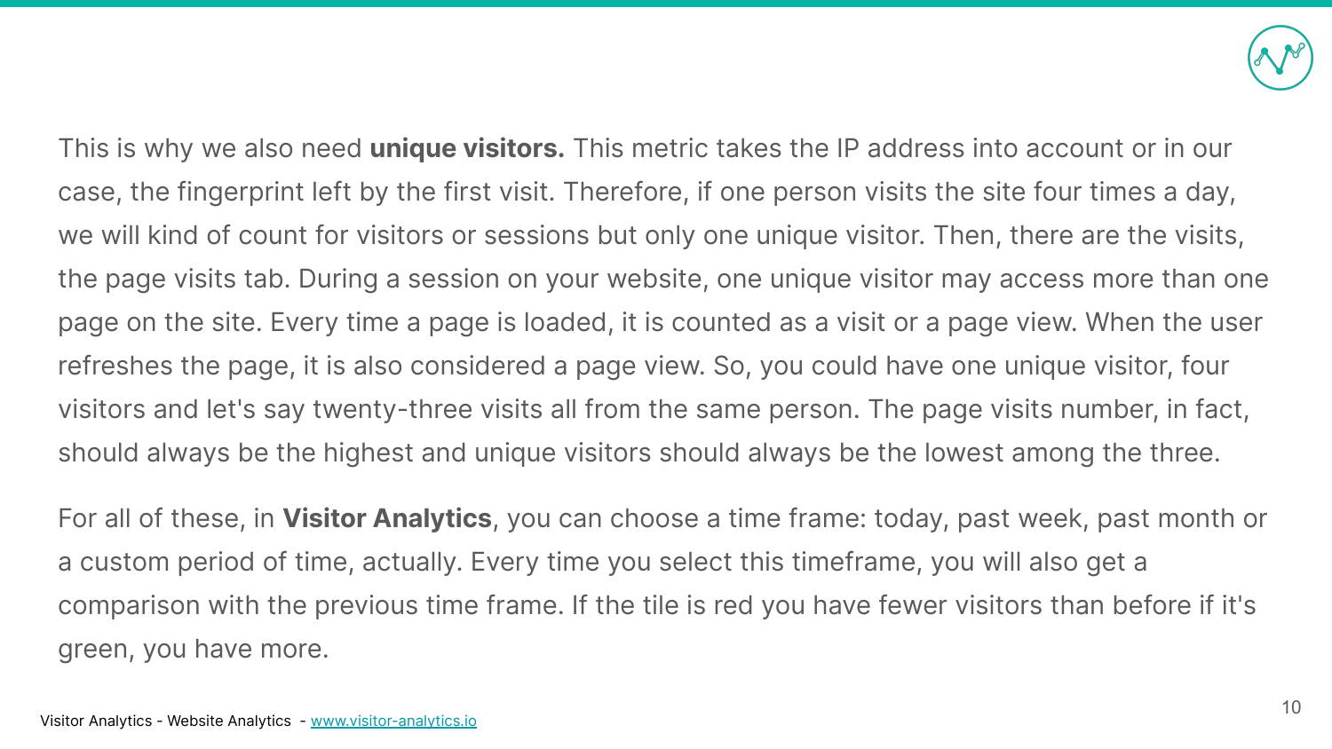This is why we also need **unique visitors.** This metric takes the IP address into account or in our case, the fingerprint left by the first visit. Therefore, if one person visits the site four times a day, we will kind of count for visitors or sessions but only one unique visitor. Then, there are the visits, the page visits tab. During a session on your website, one unique visitor may access more than one page on the site. Every time a page is loaded, it is counted as a visit or a page view. When the user refreshes the page, it is also considered a page view. So, you could have one unique visitor, four visitors and let's say twenty-three visits all from the same person. The page visits number, in fact, should always be the highest and unique visitors should always be the lowest among the three.

For all of these, in **Visitor Analytics**, you can choose a time frame: today, past week, past month or a custom period of time, actually. Every time you select this timeframe, you will also get a comparison with the previous time frame. If the tile is red you have fewer visitors than before if it's green, you have more.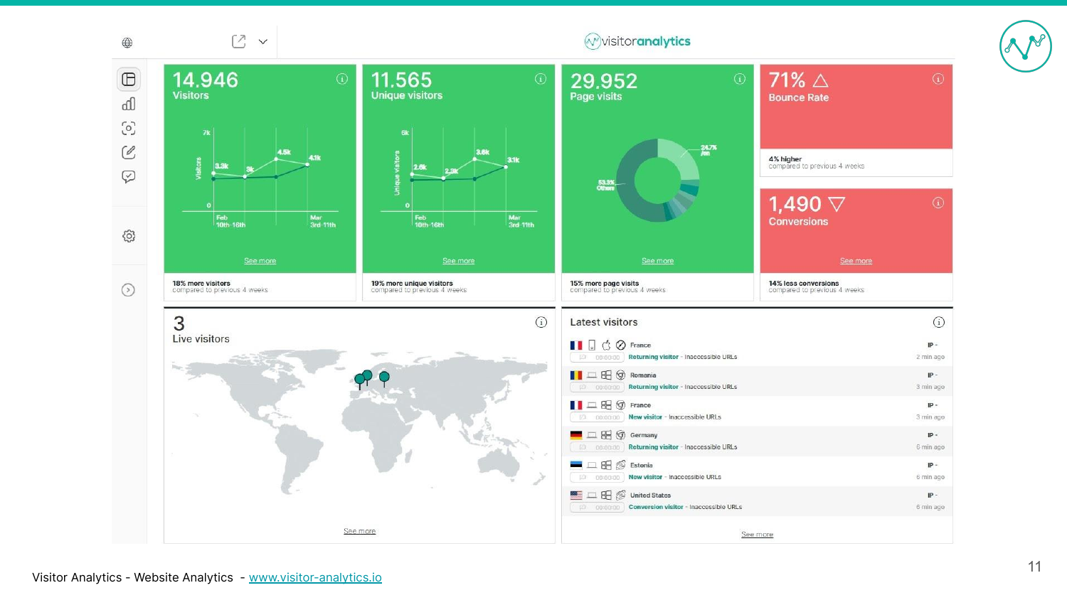visitoranalytics

## 14.946
Visitors

Feb 10th-16th · Mar 3rd-11th

3.3k · 3k · 4.5k · 4.1k

See more

**18% more visitors**
compared to previous 4 weeks

## 11.565
Unique visitors

Feb 10th-16th · Mar 3rd-11th

2.6k · 2.3k · 3.6k · 3.1k

See more

**19% more unique visitors**
compared to previous 4 weeks

## 29.952
Page visits

24.7% /en · 53.3% Others

See more

**15% more page visits**
compared to previous 4 weeks

## 71% △
Bounce Rate

**4% higher**
compared to previous 4 weeks

## 1,490 ▽
Conversions

See more

**14% less conversions**
compared to previous 4 weeks

## 3
Live visitors

See more

## Latest visitors

| Country | Visitor | URLs | IP | Time |
|---|---|---|---|---|
| France | Returning visitor | Inaccessible URLs | IP - | 2 min ago |
| Romania | Returning visitor | Inaccessible URLs | IP - | 3 min ago |
| France | New visitor | Inaccessible URLs | IP - | 3 min ago |
| Germany | Returning visitor | Inaccessible URLs | IP - | 6 min ago |
| Estonia | New visitor | Inaccessible URLs | IP - | 6 min ago |
| United States | Conversion visitor | Inaccessible URLs | IP - | 6 min ago |

See more

Visitor Analytics - Website Analytics - www.visitor-analytics.io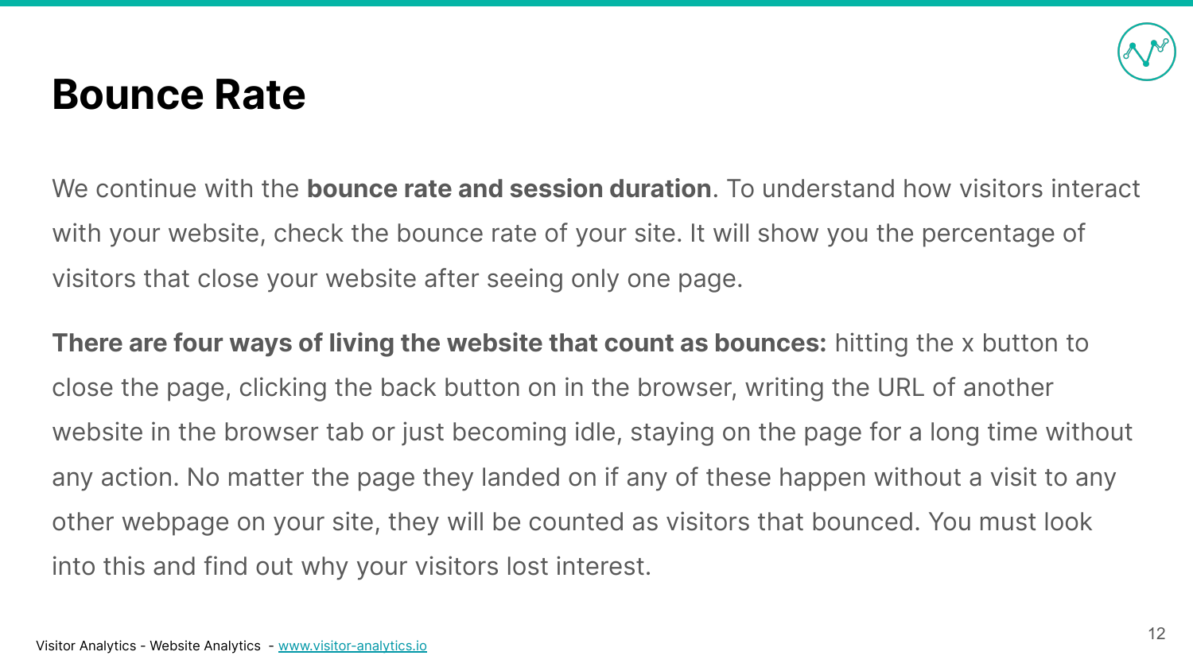# Bounce Rate

We continue with the **bounce rate and session duration**. To understand how visitors interact with your website, check the bounce rate of your site. It will show you the percentage of visitors that close your website after seeing only one page.

**There are four ways of living the website that count as bounces:** hitting the x button to close the page, clicking the back button on in the browser, writing the URL of another website in the browser tab or just becoming idle, staying on the page for a long time without any action. No matter the page they landed on if any of these happen without a visit to any other webpage on your site, they will be counted as visitors that bounced. You must look into this and find out why your visitors lost interest.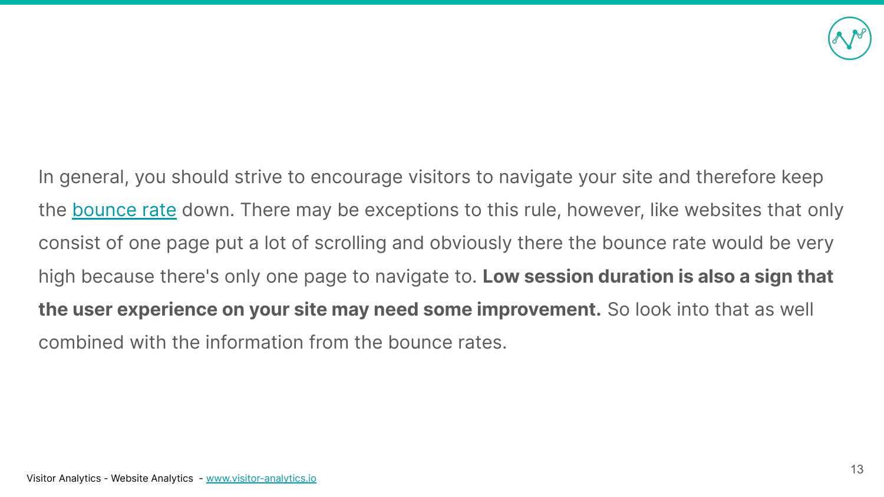In general, you should strive to encourage visitors to navigate your site and therefore keep the [bounce rate](bounce rate) down. There may be exceptions to this rule, however, like websites that only consist of one page put a lot of scrolling and obviously there the bounce rate would be very high because there's only one page to navigate to. **Low session duration is also a sign that the user experience on your site may need some improvement.** So look into that as well combined with the information from the bounce rates.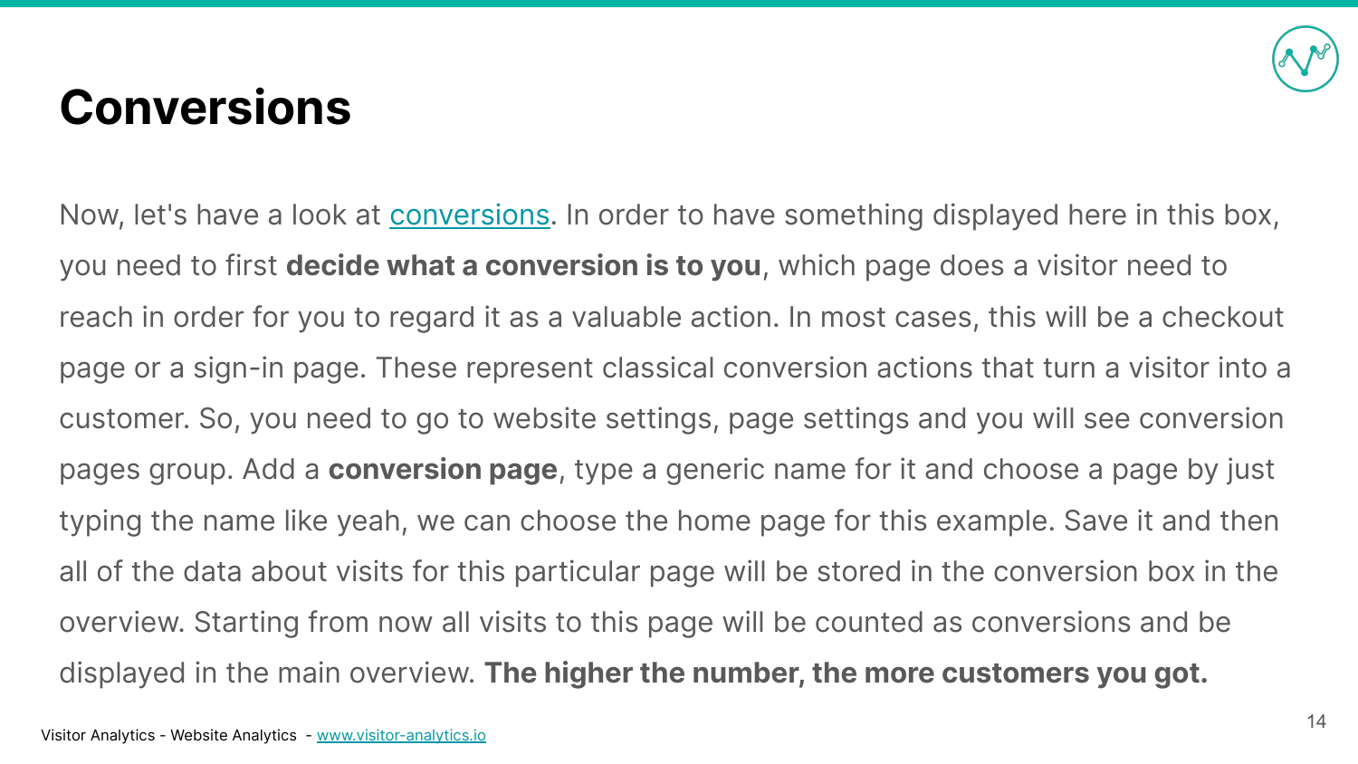# Conversions

Now, let's have a look at conversions. In order to have something displayed here in this box, you need to first **decide what a conversion is to you**, which page does a visitor need to reach in order for you to regard it as a valuable action. In most cases, this will be a checkout page or a sign-in page. These represent classical conversion actions that turn a visitor into a customer. So, you need to go to website settings, page settings and you will see conversion pages group. Add a **conversion page**, type a generic name for it and choose a page by just typing the name like yeah, we can choose the home page for this example. Save it and then all of the data about visits for this particular page will be stored in the conversion box in the overview. Starting from now all visits to this page will be counted as conversions and be displayed in the main overview. **The higher the number, the more customers you got.**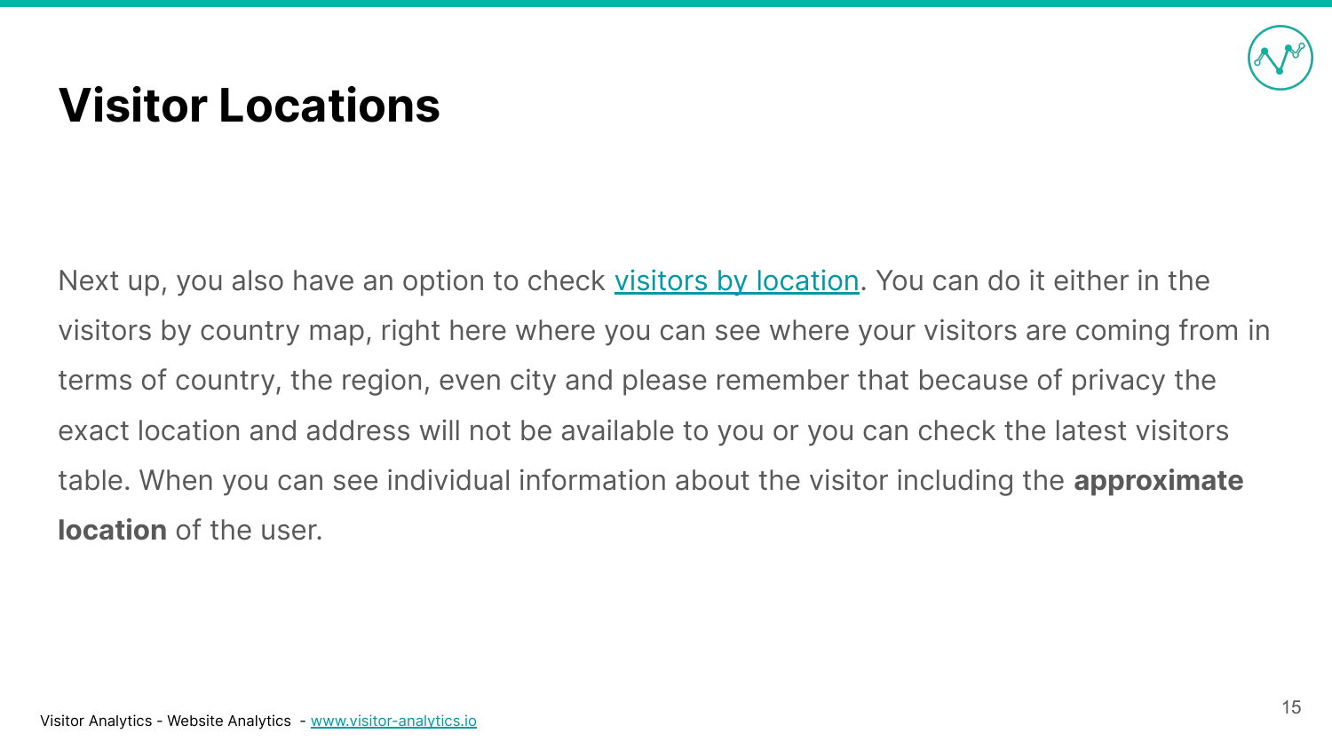# Visitor Locations

Next up, you also have an option to check visitors by location. You can do it either in the visitors by country map, right here where you can see where your visitors are coming from in terms of country, the region, even city and please remember that because of privacy the exact location and address will not be available to you or you can check the latest visitors table. When you can see individual information about the visitor including the **approximate location** of the user.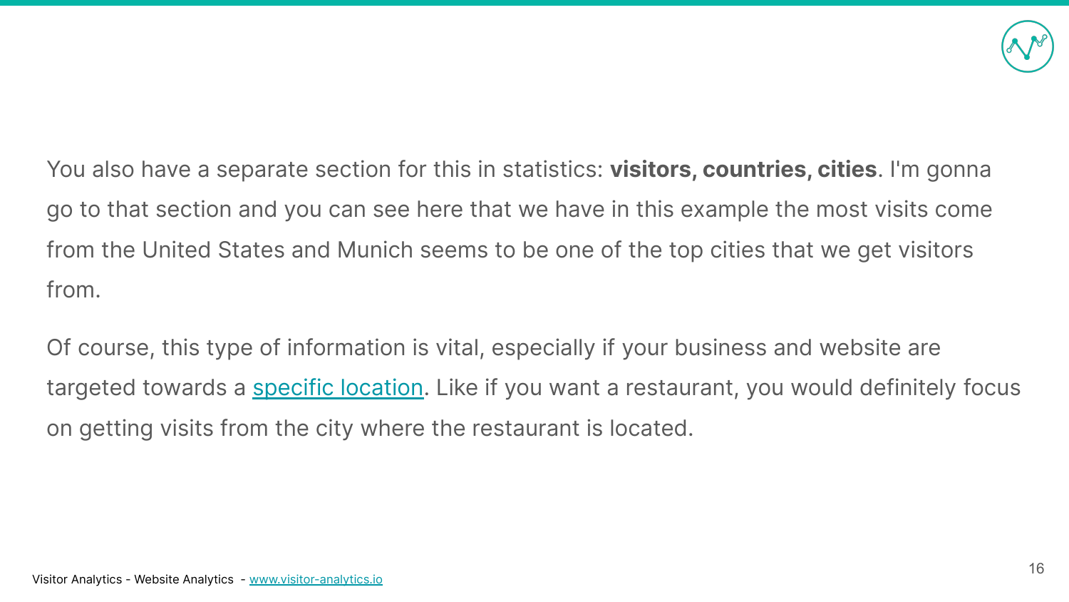You also have a separate section for this in statistics: **visitors, countries, cities**. I'm gonna go to that section and you can see here that we have in this example the most visits come from the United States and Munich seems to be one of the top cities that we get visitors from.

Of course, this type of information is vital, especially if your business and website are targeted towards a specific location. Like if you want a restaurant, you would definitely focus on getting visits from the city where the restaurant is located.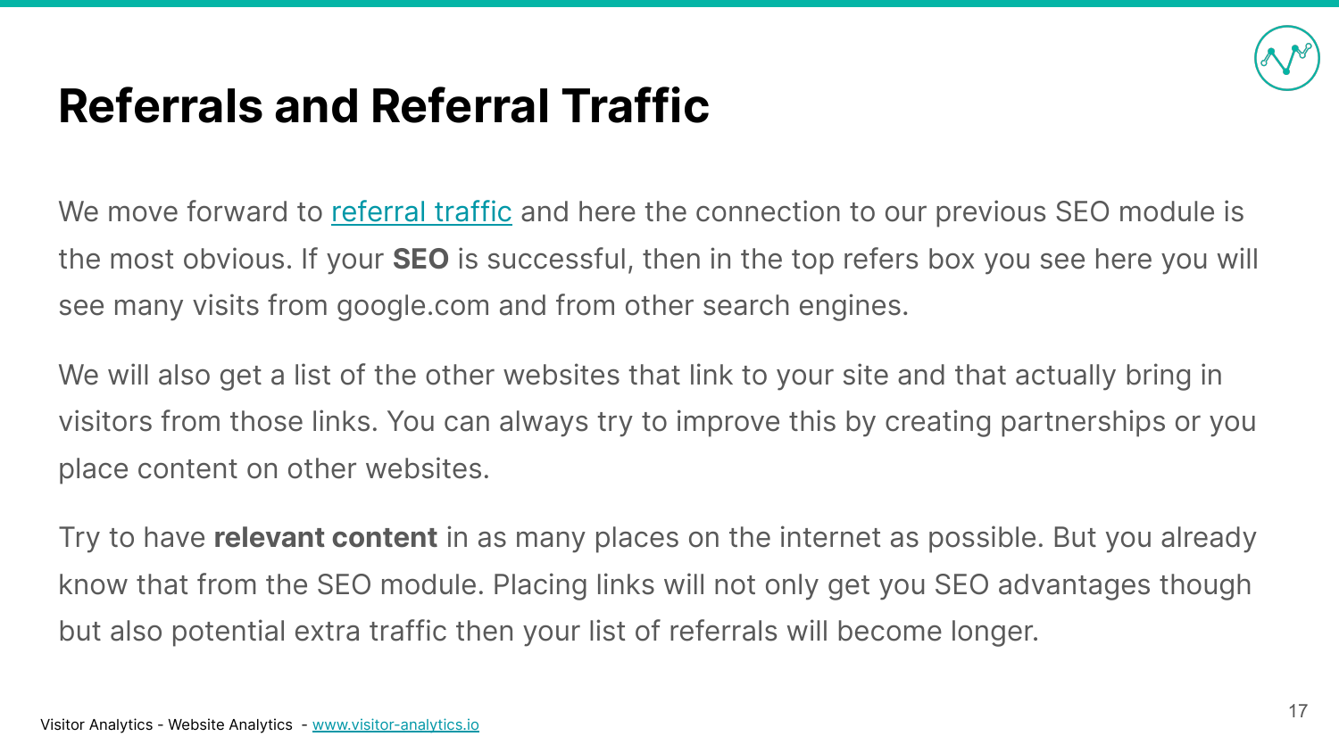# Referrals and Referral Traffic

We move forward to [referral traffic](#) and here the connection to our previous SEO module is the most obvious. If your **SEO** is successful, then in the top refers box you see here you will see many visits from google.com and from other search engines.

We will also get a list of the other websites that link to your site and that actually bring in visitors from those links. You can always try to improve this by creating partnerships or you place content on other websites.

Try to have **relevant content** in as many places on the internet as possible. But you already know that from the SEO module. Placing links will not only get you SEO advantages though but also potential extra traffic then your list of referrals will become longer.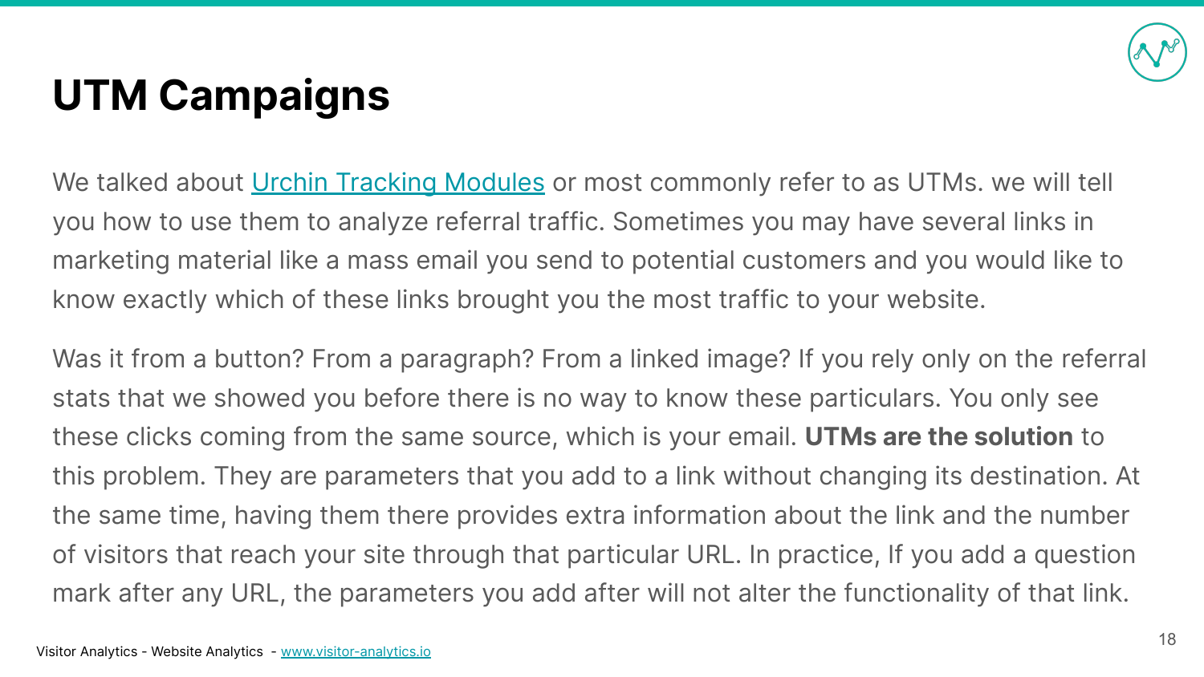# UTM Campaigns

We talked about Urchin Tracking Modules or most commonly refer to as UTMs. we will tell you how to use them to analyze referral traffic. Sometimes you may have several links in marketing material like a mass email you send to potential customers and you would like to know exactly which of these links brought you the most traffic to your website.

Was it from a button? From a paragraph? From a linked image? If you rely only on the referral stats that we showed you before there is no way to know these particulars. You only see these clicks coming from the same source, which is your email. **UTMs are the solution** to this problem. They are parameters that you add to a link without changing its destination. At the same time, having them there provides extra information about the link and the number of visitors that reach your site through that particular URL. In practice, If you add a question mark after any URL, the parameters you add after will not alter the functionality of that link.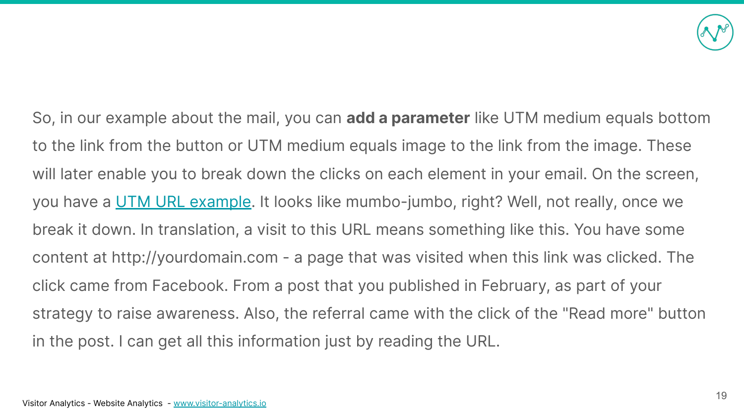So, in our example about the mail, you can **add a parameter** like UTM medium equals bottom to the link from the button or UTM medium equals image to the link from the image. These will later enable you to break down the clicks on each element in your email. On the screen, you have a [UTM URL example](). It looks like mumbo-jumbo, right? Well, not really, once we break it down. In translation, a visit to this URL means something like this. You have some content at http://yourdomain.com - a page that was visited when this link was clicked. The click came from Facebook. From a post that you published in February, as part of your strategy to raise awareness. Also, the referral came with the click of the "Read more" button in the post. I can get all this information just by reading the URL.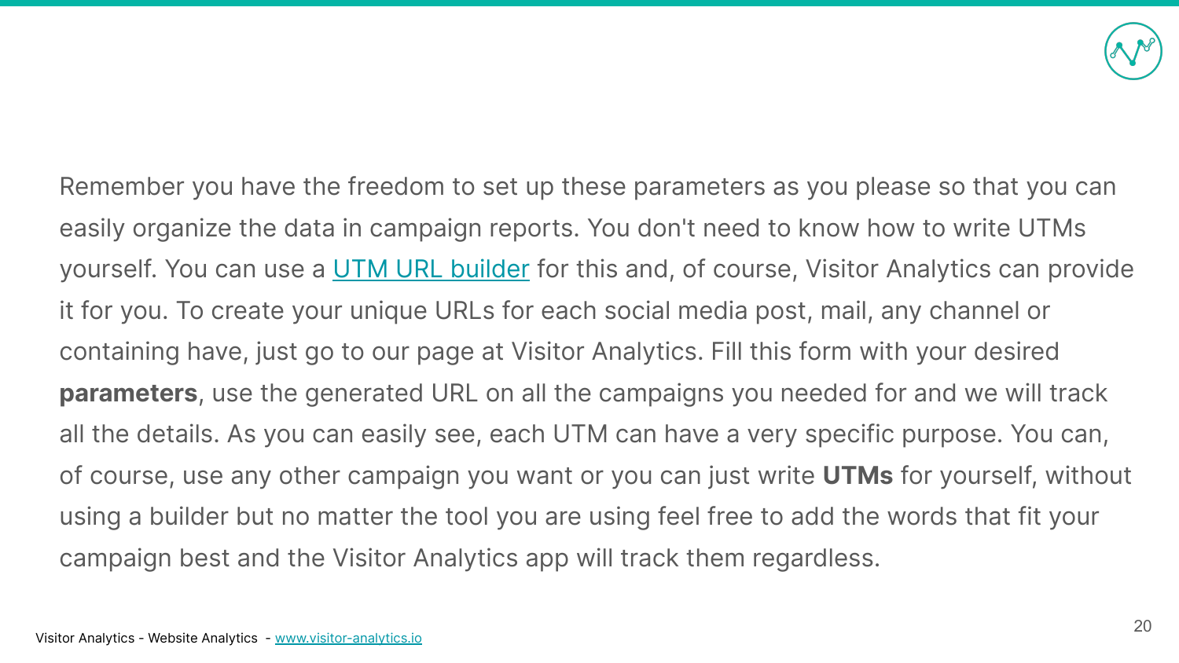Remember you have the freedom to set up these parameters as you please so that you can easily organize the data in campaign reports. You don't need to know how to write UTMs yourself. You can use a [UTM URL builder]() for this and, of course, Visitor Analytics can provide it for you. To create your unique URLs for each social media post, mail, any channel or containing have, just go to our page at Visitor Analytics. Fill this form with your desired **parameters**, use the generated URL on all the campaigns you needed for and we will track all the details. As you can easily see, each UTM can have a very specific purpose. You can, of course, use any other campaign you want or you can just write **UTMs** for yourself, without using a builder but no matter the tool you are using feel free to add the words that fit your campaign best and the Visitor Analytics app will track them regardless.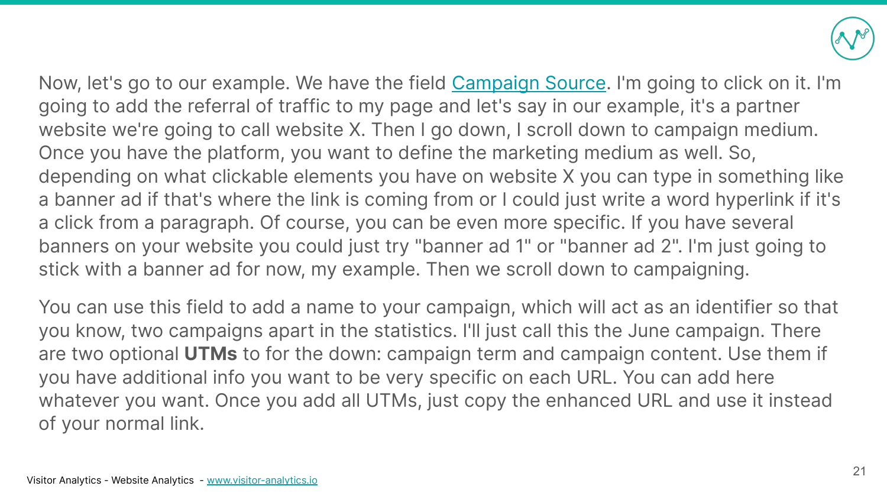Now, let's go to our example. We have the field Campaign Source. I'm going to click on it. I'm going to add the referral of traffic to my page and let's say in our example, it's a partner website we're going to call website X. Then I go down, I scroll down to campaign medium. Once you have the platform, you want to define the marketing medium as well. So, depending on what clickable elements you have on website X you can type in something like a banner ad if that's where the link is coming from or I could just write a word hyperlink if it's a click from a paragraph. Of course, you can be even more specific. If you have several banners on your website you could just try "banner ad 1" or "banner ad 2". I'm just going to stick with a banner ad for now, my example. Then we scroll down to campaigning.

You can use this field to add a name to your campaign, which will act as an identifier so that you know, two campaigns apart in the statistics. I'll just call this the June campaign. There are two optional **UTMs** to for the down: campaign term and campaign content. Use them if you have additional info you want to be very specific on each URL. You can add here whatever you want. Once you add all UTMs, just copy the enhanced URL and use it instead of your normal link.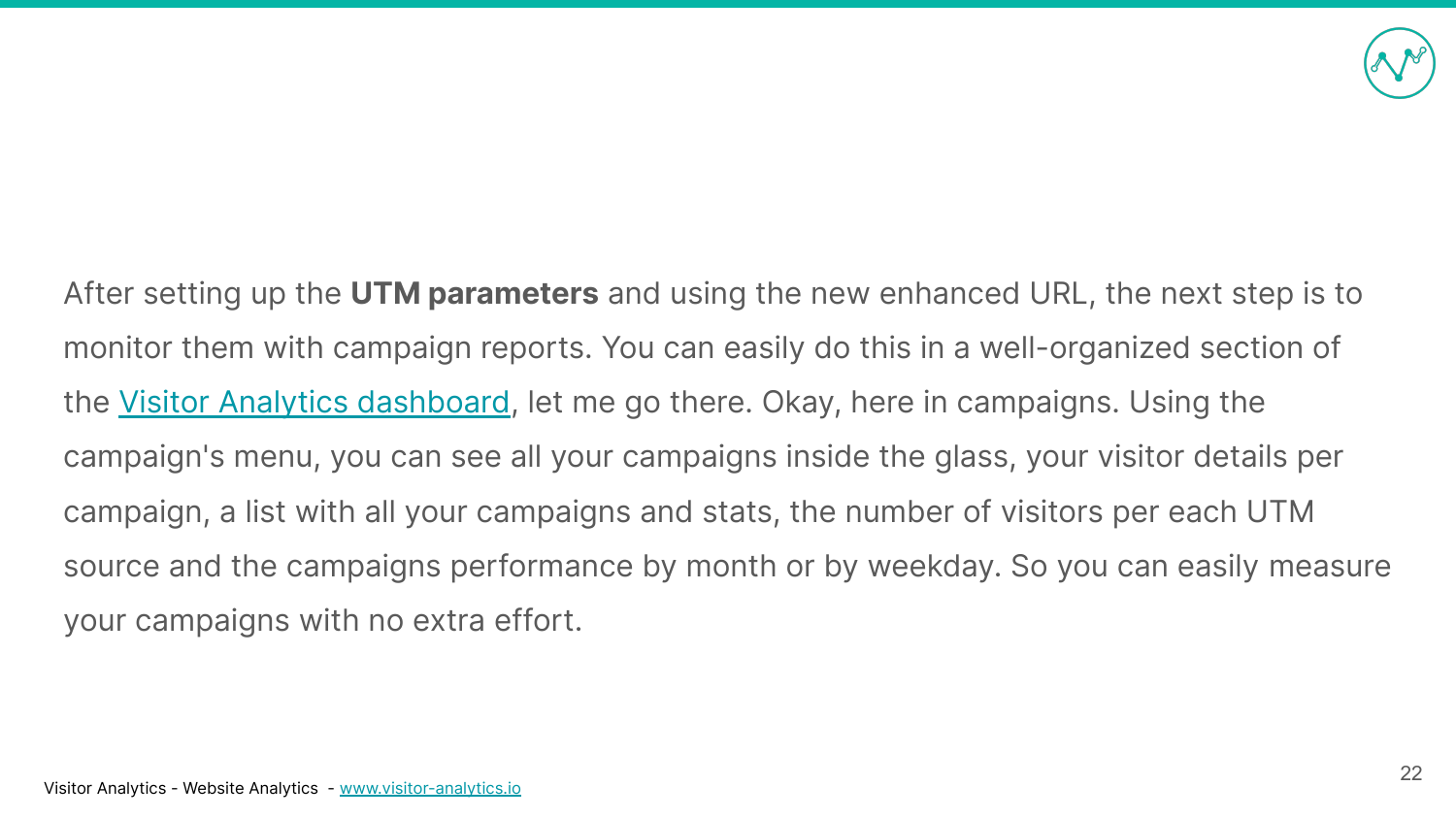After setting up the **UTM parameters** and using the new enhanced URL, the next step is to monitor them with campaign reports. You can easily do this in a well-organized section of the [Visitor Analytics dashboard](), let me go there. Okay, here in campaigns. Using the campaign's menu, you can see all your campaigns inside the glass, your visitor details per campaign, a list with all your campaigns and stats, the number of visitors per each UTM source and the campaigns performance by month or by weekday. So you can easily measure your campaigns with no extra effort.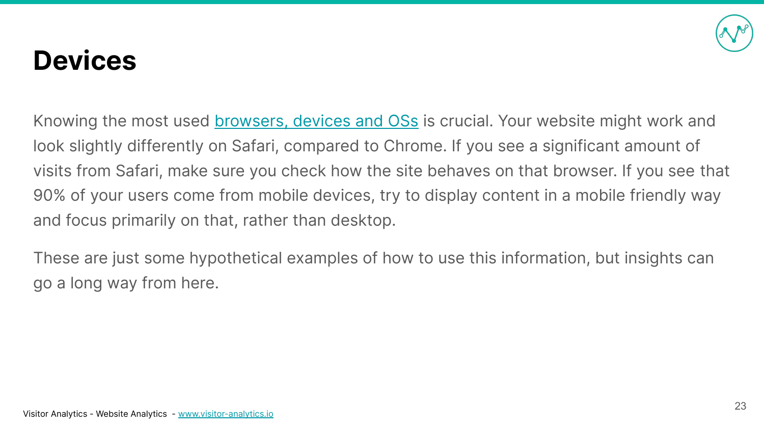# Devices

Knowing the most used browsers, devices and OSs is crucial. Your website might work and look slightly differently on Safari, compared to Chrome. If you see a significant amount of visits from Safari, make sure you check how the site behaves on that browser. If you see that 90% of your users come from mobile devices, try to display content in a mobile friendly way and focus primarily on that, rather than desktop.

These are just some hypothetical examples of how to use this information, but insights can go a long way from here.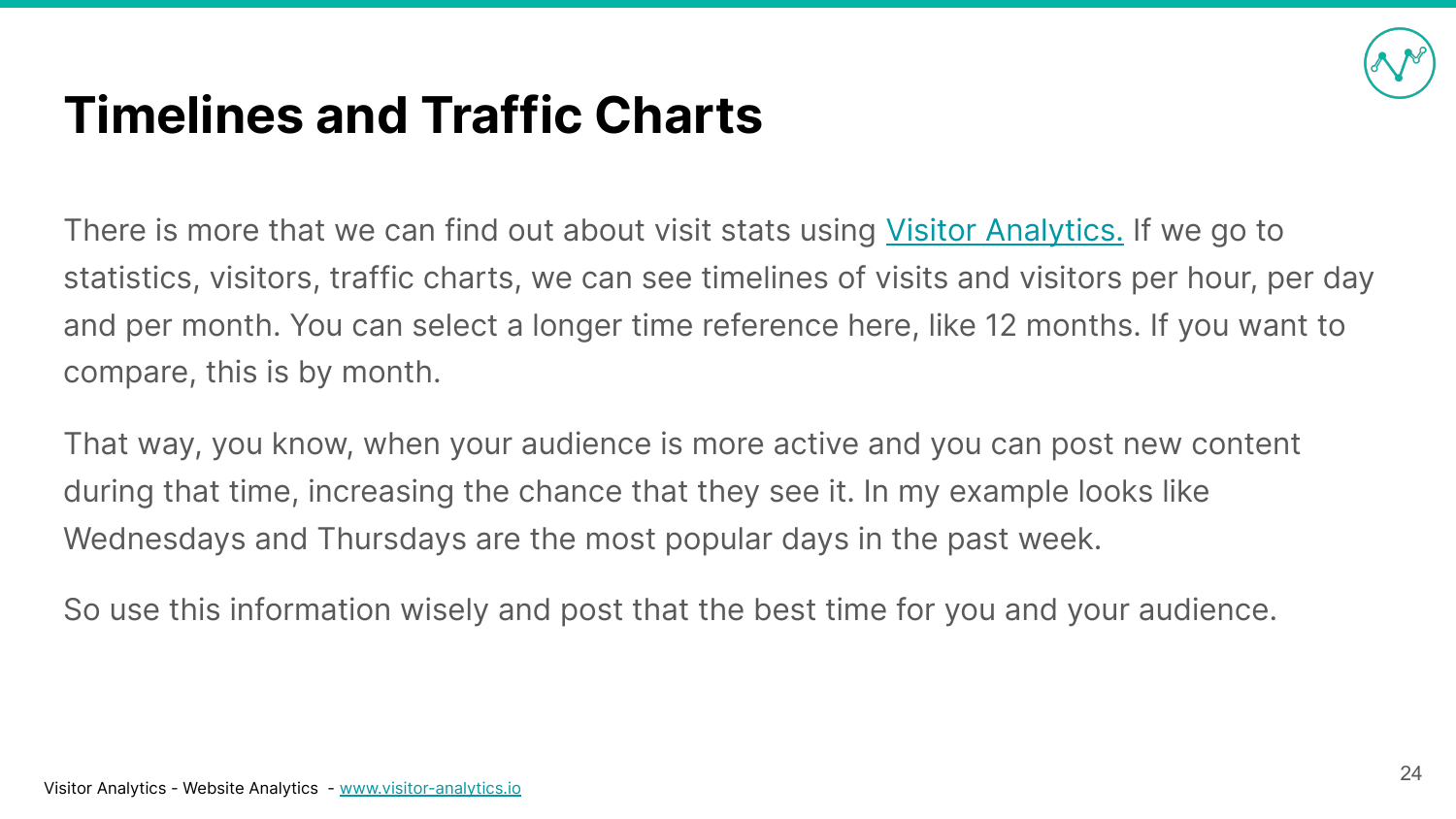# Timelines and Traffic Charts

There is more that we can find out about visit stats using [Visitor Analytics.](https://www.visitor-analytics.io) If we go to statistics, visitors, traffic charts, we can see timelines of visits and visitors per hour, per day and per month. You can select a longer time reference here, like 12 months. If you want to compare, this is by month.

That way, you know, when your audience is more active and you can post new content during that time, increasing the chance that they see it. In my example looks like Wednesdays and Thursdays are the most popular days in the past week.

So use this information wisely and post that the best time for you and your audience.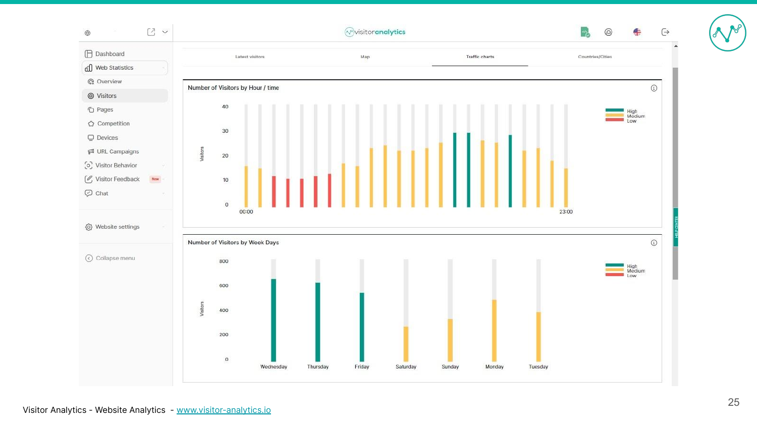visitoranalytics

- Dashboard
- Web Statistics
  - Overview
  - Visitors
  - Pages
  - Competition
  - Devices
  - URL Campaigns
- Visitor Behavior
- Visitor Feedback New
- Chat
- Website settings
- Collapse menu

Latest visitors | Map | Traffic charts | Countries/Cities

## Number of Visitors by Hour / time

High / Medium / Low

Visitors: 0, 10, 20, 30, 40

00:00 – 23:00

## Number of Visitors by Week Days

High / Medium / Low

Visitors: 0, 200, 400, 600, 800

Wednesday, Thursday, Friday, Saturday, Sunday, Monday, Tuesday

Visitor Analytics - Website Analytics - [www.visitor-analytics.io](http://www.visitor-analytics.io)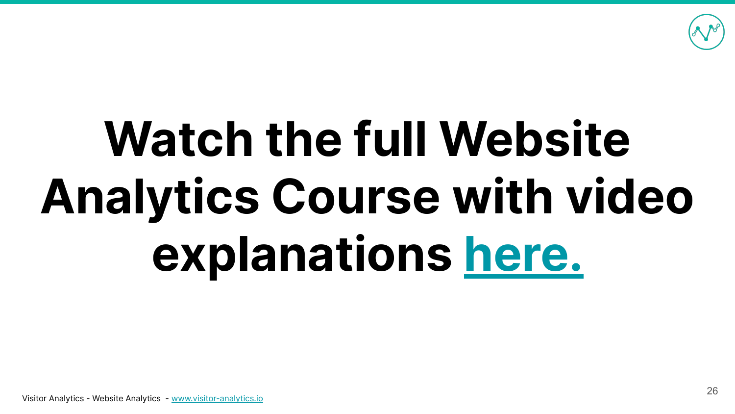# Watch the full Website Analytics Course with video explanations here.